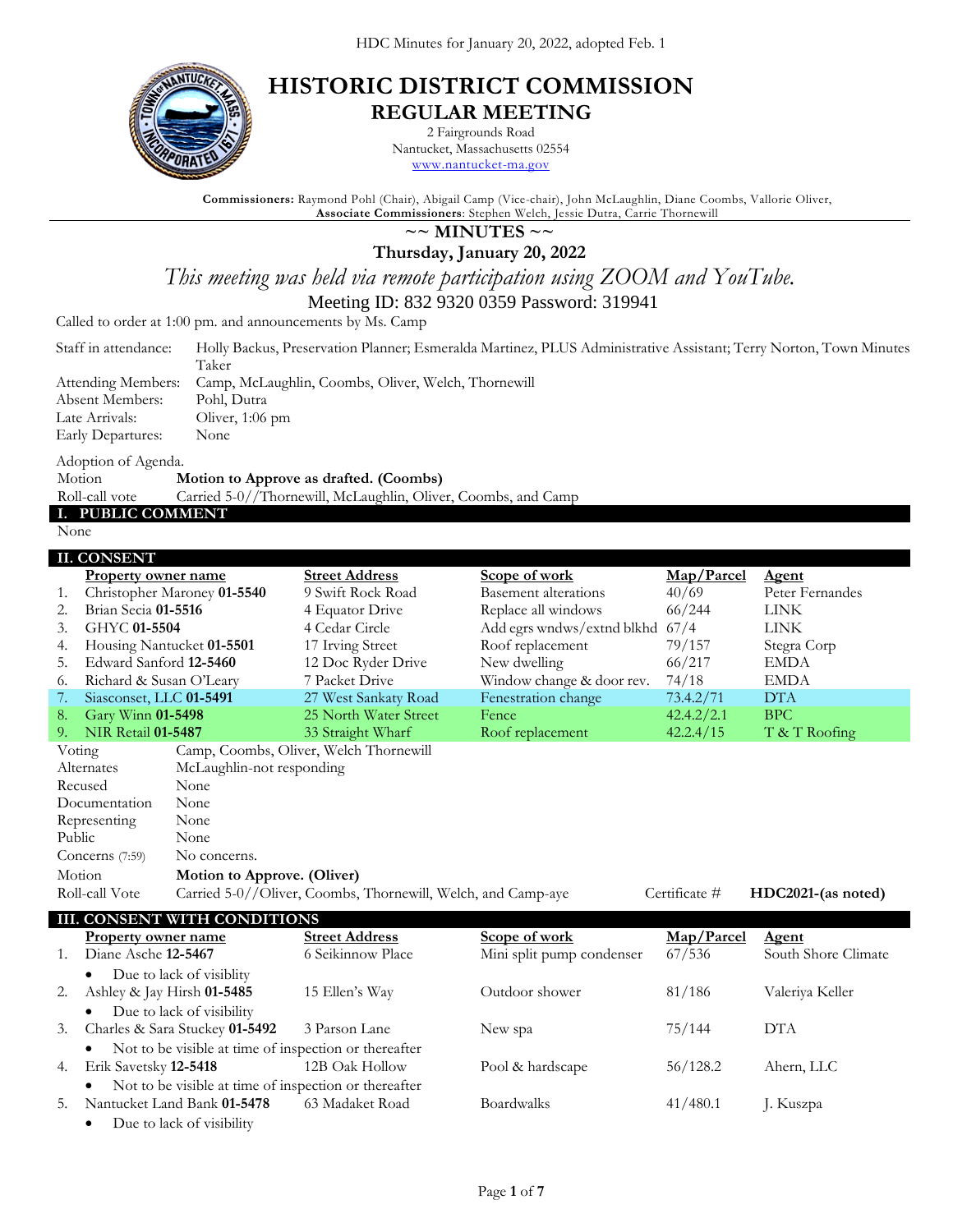HDC Minutes for January 20, 2022, adopted Feb. 1

# HISTORIC DISTRICT COMMISSION
## REGULAR MEETING

2 Fairgrounds Road
Nantucket, Massachusetts 02554
www.nantucket-ma.gov

**Commissioners:** Raymond Pohl (Chair), Abigail Camp (Vice-chair), John McLaughlin, Diane Coombs, Vallorie Oliver,
**Associate Commissioners**: Stephen Welch, Jessie Dutra, Carrie Thornewill

## ~~ MINUTES ~~

**Thursday, January 20, 2022**

*This meeting was held via remote participation using ZOOM and YouTube.*

Meeting ID: 832 9320 0359 Password: 319941

Called to order at 1:00 pm. and announcements by Ms. Camp

| | |
|---|---|
| Staff in attendance: | Holly Backus, Preservation Planner; Esmeralda Martinez, PLUS Administrative Assistant; Terry Norton, Town Minutes Taker |
| Attending Members: | Camp, McLaughlin, Coombs, Oliver, Welch, Thornewill |
| Absent Members: | Pohl, Dutra |
| Late Arrivals: | Oliver, 1:06 pm |
| Early Departures: | None |

Adoption of Agenda.

| | |
|---|---|
| Motion | **Motion to Approve as drafted. (Coombs)** |
| Roll-call vote | Carried 5-0//Thornewill, McLaughlin, Oliver, Coombs, and Camp |

## I. PUBLIC COMMENT

None

## II. CONSENT

| | Property owner name | Street Address | Scope of work | Map/Parcel | Agent |
|---|---|---|---|---|---|
| 1. | Christopher Maroney **01-5540** | 9 Swift Rock Road | Basement alterations | 40/69 | Peter Fernandes |
| 2. | Brian Secia **01-5516** | 4 Equator Drive | Replace all windows | 66/244 | LINK |
| 3. | GHYC **01-5504** | 4 Cedar Circle | Add egrs wndws/extnd blkhd | 67/4 | LINK |
| 4. | Housing Nantucket **01-5501** | 17 Irving Street | Roof replacement | 79/157 | Stegra Corp |
| 5. | Edward Sanford **12-5460** | 12 Doc Ryder Drive | New dwelling | 66/217 | EMDA |
| 6. | Richard & Susan O'Leary | 7 Packet Drive | Window change & door rev. | 74/18 | EMDA |
| 7. | Siasconset, LLC **01-5491** | 27 West Sankaty Road | Fenestration change | 73.4.2/71 | DTA |
| 8. | Gary Winn **01-5498** | 25 North Water Street | Fence | 42.4.2/2.1 | BPC |
| 9. | NIR Retail **01-5487** | 33 Straight Wharf | Roof replacement | 42.2.4/15 | T & T Roofing |

| | |
|---|---|
| Voting | Camp, Coombs, Oliver, Welch Thornewill |
| Alternates | McLaughlin-not responding |
| Recused | None |
| Documentation | None |
| Representing | None |
| Public | None |
| Concerns (7:59) | No concerns. |
| Motion | **Motion to Approve. (Oliver)** |
| Roll-call Vote | Carried 5-0//Oliver, Coombs, Thornewill, Welch, and Camp-aye — Certificate # **HDC2021-(as noted)** |

## III. CONSENT WITH CONDITIONS

| | Property owner name | Street Address | Scope of work | Map/Parcel | Agent |
|---|---|---|---|---|---|
| 1. | Diane Asche **12-5467** | 6 Seikinnow Place | Mini split pump condenser | 67/536 | South Shore Climate |
| | • Due to lack of visiblity | | | | |
| 2. | Ashley & Jay Hirsh **01-5485** | 15 Ellen's Way | Outdoor shower | 81/186 | Valeriya Keller |
| | • Due to lack of visibility | | | | |
| 3. | Charles & Sara Stuckey **01-5492** | 3 Parson Lane | New spa | 75/144 | DTA |
| | • Not to be visible at time of inspection or thereafter | | | | |
| 4. | Erik Savetsky **12-5418** | 12B Oak Hollow | Pool & hardscape | 56/128.2 | Ahern, LLC |
| | • Not to be visible at time of inspection or thereafter | | | | |
| 5. | Nantucket Land Bank **01-5478** | 63 Madaket Road | Boardwalks | 41/480.1 | J. Kuszpa |
| | • Due to lack of visibility | | | | |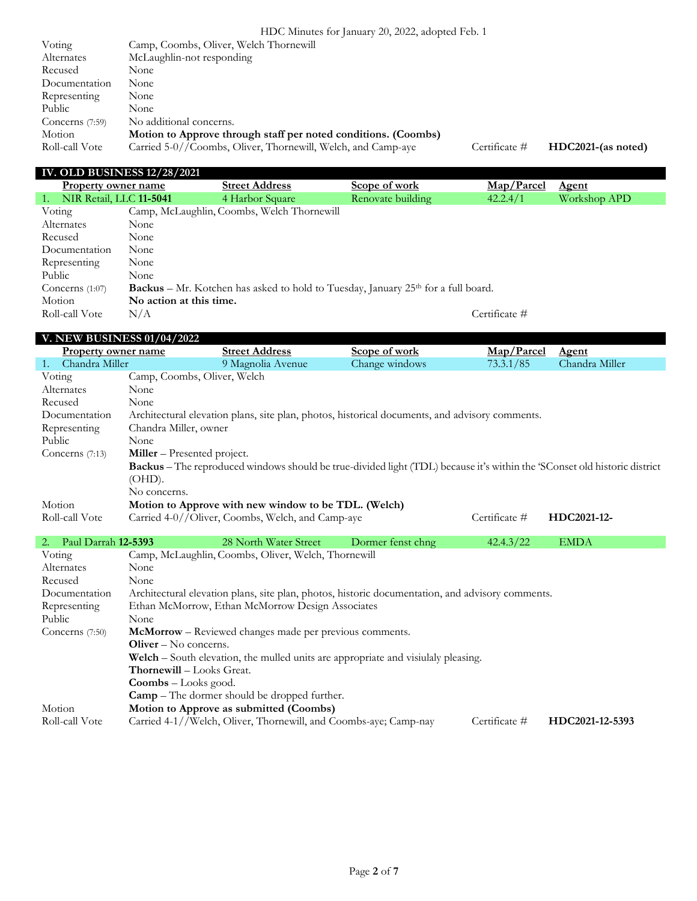| | | | |
|---|---|---|---|
| Voting | Camp, Coombs, Oliver, Welch Thornewill | | |
| Alternates | McLaughlin-not responding | | |
| Recused | None | | |
| Documentation | None | | |
| Representing | None | | |
| Public | None | | |
| Concerns (7:59) | No additional concerns. | | |
| Motion | **Motion to Approve through staff per noted conditions. (Coombs)** | | |
| Roll-call Vote | Carried 5-0//Coombs, Oliver, Thornewill, Welch, and Camp-aye | Certificate # | **HDC2021-(as noted)** |

## IV. OLD BUSINESS 12/28/2021

| | Property owner name | Street Address | Scope of work | Map/Parcel | Agent |
|---|---|---|---|---|---|
| 1. | NIR Retail, LLC **11-5041** | 4 Harbor Square | Renovate building | 42.2.4/1 | Workshop APD |

| | | | |
|---|---|---|---|
| Voting | Camp, McLaughlin, Coombs, Welch Thornewill | | |
| Alternates | None | | |
| Recused | None | | |
| Documentation | None | | |
| Representing | None | | |
| Public | None | | |
| Concerns (1:07) | **Backus** – Mr. Kotchen has asked to hold to Tuesday, January 25th for a full board. | | |
| Motion | **No action at this time.** | | |
| Roll-call Vote | N/A | Certificate # | |

## V. NEW BUSINESS 01/04/2022

| | Property owner name | Street Address | Scope of work | Map/Parcel | Agent |
|---|---|---|---|---|---|
| 1. | Chandra Miller | 9 Magnolia Avenue | Change windows | 73.3.1/85 | Chandra Miller |

| | | | |
|---|---|---|---|
| Voting | Camp, Coombs, Oliver, Welch | | |
| Alternates | None | | |
| Recused | None | | |
| Documentation | Architectural elevation plans, site plan, photos, historical documents, and advisory comments. | | |
| Representing | Chandra Miller, owner | | |
| Public | None | | |
| Concerns (7:13) | **Miller** – Presented project.<br>**Backus** – The reproduced windows should be true-divided light (TDL) because it's within the 'SConset old historic district (OHD).<br>No concerns. | | |
| Motion | **Motion to Approve with new window to be TDL. (Welch)** | | |
| Roll-call Vote | Carried 4-0//Oliver, Coombs, Welch, and Camp-aye | Certificate # | **HDC2021-12-** |

| | Property owner name | Street Address | Scope of work | Map/Parcel | Agent |
|---|---|---|---|---|---|
| 2. | Paul Darrah **12-5393** | 28 North Water Street | Dormer fenst chng | 42.4.3/22 | EMDA |

| | | | |
|---|---|---|---|
| Voting | Camp, McLaughlin, Coombs, Oliver, Welch, Thornewill | | |
| Alternates | None | | |
| Recused | None | | |
| Documentation | Architectural elevation plans, site plan, photos, historic documentation, and advisory comments. | | |
| Representing | Ethan McMorrow, Ethan McMorrow Design Associates | | |
| Public | None | | |
| Concerns (7:50) | **McMorrow** – Reviewed changes made per previous comments.<br>**Oliver** – No concerns.<br>**Welch** – South elevation, the mulled units are appropriate and visiulaly pleasing.<br>**Thornewill** – Looks Great.<br>**Coombs** – Looks good.<br>**Camp** – The dormer should be dropped further. | | |
| Motion | **Motion to Approve as submitted (Coombs)** | | |
| Roll-call Vote | Carried 4-1//Welch, Oliver, Thornewill, and Coombs-aye; Camp-nay | Certificate # | **HDC2021-12-5393** |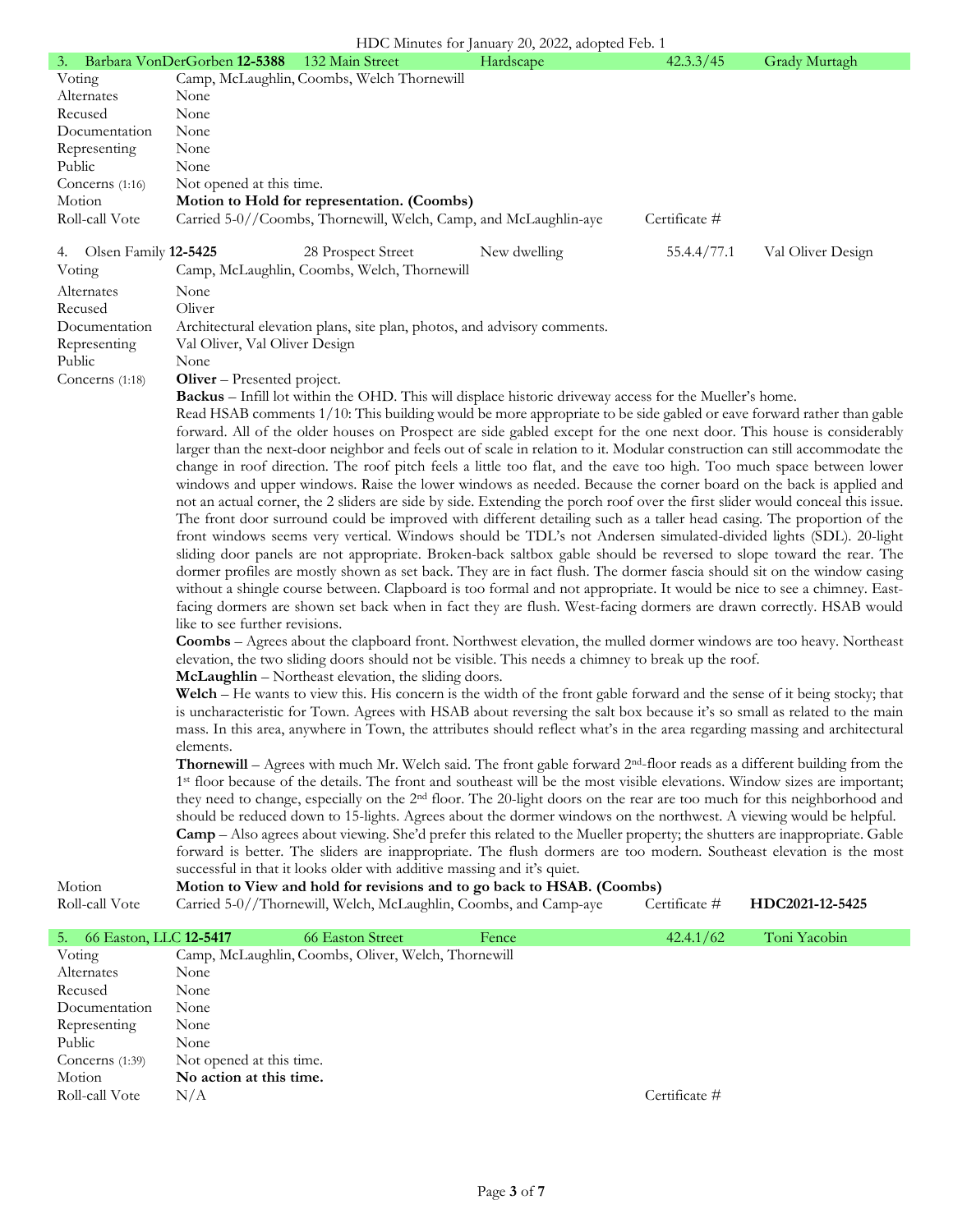| 3. Barbara VonDerGorben **12-5388** | 132 Main Street | Hardscape | 42.3.3/45 | Grady Murtagh |
|---|---|---|---|---|
| Voting | Camp, McLaughlin, Coombs, Welch Thornewill | | | |
| Alternates | None | | | |
| Recused | None | | | |
| Documentation | None | | | |
| Representing | None | | | |
| Public | None | | | |
| Concerns (1:16) | Not opened at this time. | | | |
| Motion | **Motion to Hold for representation. (Coombs)** | | | |
| Roll-call Vote | Carried 5-0//Coombs, Thornewill, Welch, Camp, and McLaughlin-aye | | Certificate # | |

| 4. Olsen Family **12-5425** | 28 Prospect Street | New dwelling | 55.4.4/77.1 | Val Oliver Design |
|---|---|---|---|---|
| Voting | Camp, McLaughlin, Coombs, Welch, Thornewill | | | |
| Alternates | None | | | |
| Recused | Oliver | | | |
| Documentation | Architectural elevation plans, site plan, photos, and advisory comments. | | | |
| Representing | Val Oliver, Val Oliver Design | | | |
| Public | None | | | |
| Concerns (1:18) | **Oliver** – Presented project. | | | |

**Backus** – Infill lot within the OHD. This will displace historic driveway access for the Mueller's home.

Read HSAB comments 1/10: This building would be more appropriate to be side gabled or eave forward rather than gable forward. All of the older houses on Prospect are side gabled except for the one next door. This house is considerably larger than the next-door neighbor and feels out of scale in relation to it. Modular construction can still accommodate the change in roof direction. The roof pitch feels a little too flat, and the eave too high. Too much space between lower windows and upper windows. Raise the lower windows as needed. Because the corner board on the back is applied and not an actual corner, the 2 sliders are side by side. Extending the porch roof over the first slider would conceal this issue. The front door surround could be improved with different detailing such as a taller head casing. The proportion of the front windows seems very vertical. Windows should be TDL's not Andersen simulated-divided lights (SDL). 20-light sliding door panels are not appropriate. Broken-back saltbox gable should be reversed to slope toward the rear. The dormer profiles are mostly shown as set back. They are in fact flush. The dormer fascia should sit on the window casing without a shingle course between. Clapboard is too formal and not appropriate. It would be nice to see a chimney. East-facing dormers are shown set back when in fact they are flush. West-facing dormers are drawn correctly. HSAB would like to see further revisions.

**Coombs** – Agrees about the clapboard front. Northwest elevation, the mulled dormer windows are too heavy. Northeast elevation, the two sliding doors should not be visible. This needs a chimney to break up the roof.

**McLaughlin** – Northeast elevation, the sliding doors.

**Welch** – He wants to view this. His concern is the width of the front gable forward and the sense of it being stocky; that is uncharacteristic for Town. Agrees with HSAB about reversing the salt box because it's so small as related to the main mass. In this area, anywhere in Town, the attributes should reflect what's in the area regarding massing and architectural elements.

**Thornewill** – Agrees with much Mr. Welch said. The front gable forward 2nd-floor reads as a different building from the 1st floor because of the details. The front and southeast will be the most visible elevations. Window sizes are important; they need to change, especially on the 2nd floor. The 20-light doors on the rear are too much for this neighborhood and should be reduced down to 15-lights. Agrees about the dormer windows on the northwest. A viewing would be helpful.

**Camp** – Also agrees about viewing. She'd prefer this related to the Mueller property; the shutters are inappropriate. Gable forward is better. The sliders are inappropriate. The flush dormers are too modern. Southeast elevation is the most successful in that it looks older with additive massing and it's quiet.

| | | | |
|---|---|---|---|
| Motion | **Motion to View and hold for revisions and to go back to HSAB. (Coombs)** | | |
| Roll-call Vote | Carried 5-0//Thornewill, Welch, McLaughlin, Coombs, and Camp-aye | Certificate # | **HDC2021-12-5425** |

| 5. 66 Easton, LLC **12-5417** | 66 Easton Street | Fence | 42.4.1/62 | Toni Yacobin |
|---|---|---|---|---|
| Voting | Camp, McLaughlin, Coombs, Oliver, Welch, Thornewill | | | |
| Alternates | None | | | |
| Recused | None | | | |
| Documentation | None | | | |
| Representing | None | | | |
| Public | None | | | |
| Concerns (1:39) | Not opened at this time. | | | |
| Motion | **No action at this time.** | | | |
| Roll-call Vote | N/A | | Certificate # | |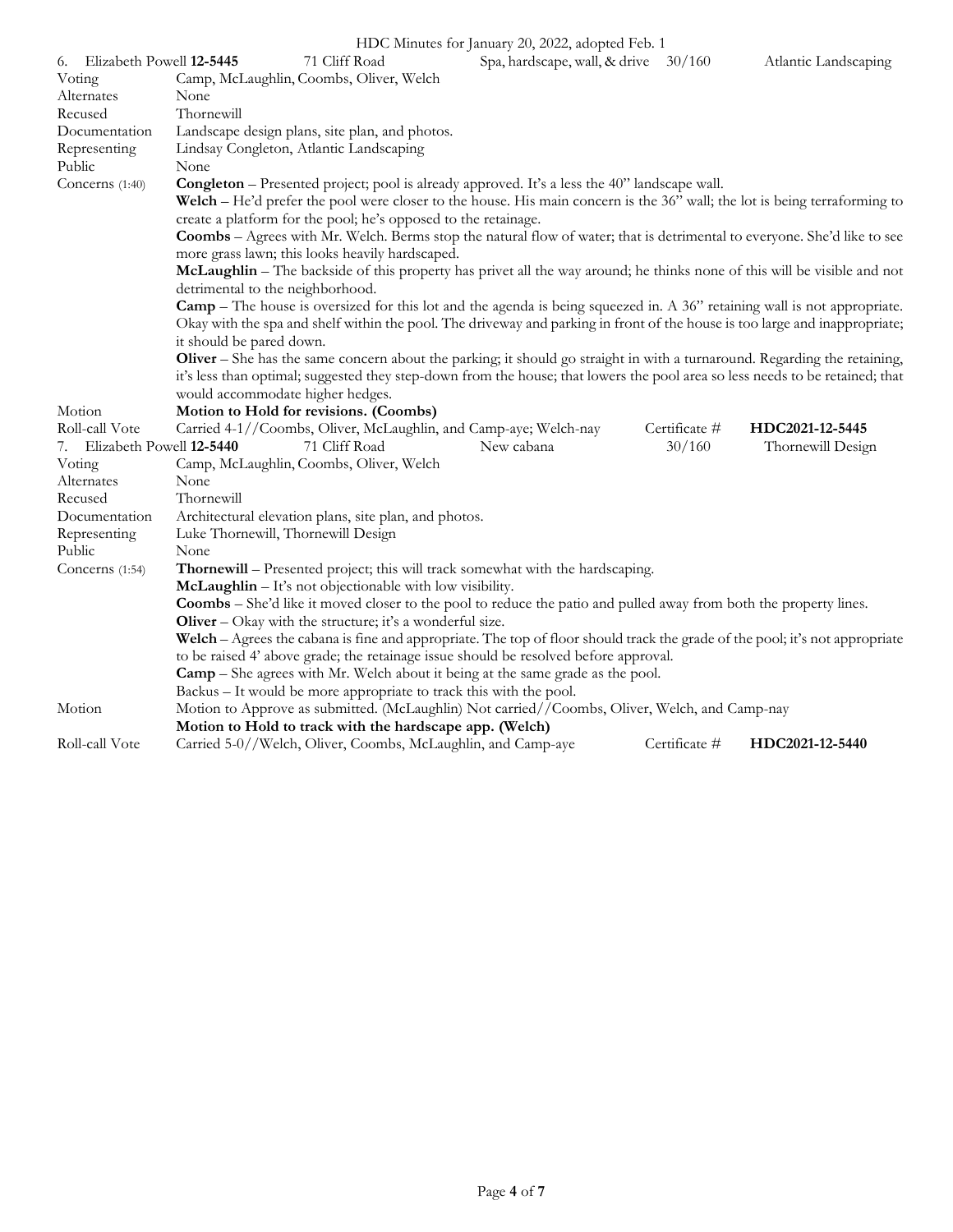6. Elizabeth Powell **12-5445** 71 Cliff Road Spa, hardscape, wall, & drive 30/160 Atlantic Landscaping

| | |
|---|---|
| Voting | Camp, McLaughlin, Coombs, Oliver, Welch |
| Alternates | None |
| Recused | Thornewill |
| Documentation | Landscape design plans, site plan, and photos. |
| Representing | Lindsay Congleton, Atlantic Landscaping |
| Public | None |
| Concerns (1:40) | **Congleton** – Presented project; pool is already approved. It's a less the 40" landscape wall.<br>**Welch** – He'd prefer the pool were closer to the house. His main concern is the 36" wall; the lot is being terraforming to create a platform for the pool; he's opposed to the retainage.<br>**Coombs** – Agrees with Mr. Welch. Berms stop the natural flow of water; that is detrimental to everyone. She'd like to see more grass lawn; this looks heavily hardscaped.<br>**McLaughlin** – The backside of this property has privet all the way around; he thinks none of this will be visible and not detrimental to the neighborhood.<br>**Camp** – The house is oversized for this lot and the agenda is being squeezed in. A 36" retaining wall is not appropriate. Okay with the spa and shelf within the pool. The driveway and parking in front of the house is too large and inappropriate; it should be pared down.<br>**Oliver** – She has the same concern about the parking; it should go straight in with a turnaround. Regarding the retaining, it's less than optimal; suggested they step-down from the house; that lowers the pool area so less needs to be retained; that would accommodate higher hedges. |
| Motion | **Motion to Hold for revisions. (Coombs)** |
| Roll-call Vote | Carried 4-1//Coombs, Oliver, McLaughlin, and Camp-aye; Welch-nay Certificate # **HDC2021-12-5445** |

7. Elizabeth Powell **12-5440** 71 Cliff Road New cabana 30/160 Thornewill Design

| | |
|---|---|
| Voting | Camp, McLaughlin, Coombs, Oliver, Welch |
| Alternates | None |
| Recused | Thornewill |
| Documentation | Architectural elevation plans, site plan, and photos. |
| Representing | Luke Thornewill, Thornewill Design |
| Public | None |
| Concerns (1:54) | **Thornewill** – Presented project; this will track somewhat with the hardscaping.<br>**McLaughlin** – It's not objectionable with low visibility.<br>**Coombs** – She'd like it moved closer to the pool to reduce the patio and pulled away from both the property lines.<br>**Oliver** – Okay with the structure; it's a wonderful size.<br>**Welch** – Agrees the cabana is fine and appropriate. The top of floor should track the grade of the pool; it's not appropriate to be raised 4' above grade; the retainage issue should be resolved before approval.<br>**Camp** – She agrees with Mr. Welch about it being at the same grade as the pool.<br>Backus – It would be more appropriate to track this with the pool. |
| Motion | Motion to Approve as submitted. (McLaughlin) Not carried//Coombs, Oliver, Welch, and Camp-nay<br>**Motion to Hold to track with the hardscape app. (Welch)** |
| Roll-call Vote | Carried 5-0//Welch, Oliver, Coombs, McLaughlin, and Camp-aye Certificate # **HDC2021-12-5440** |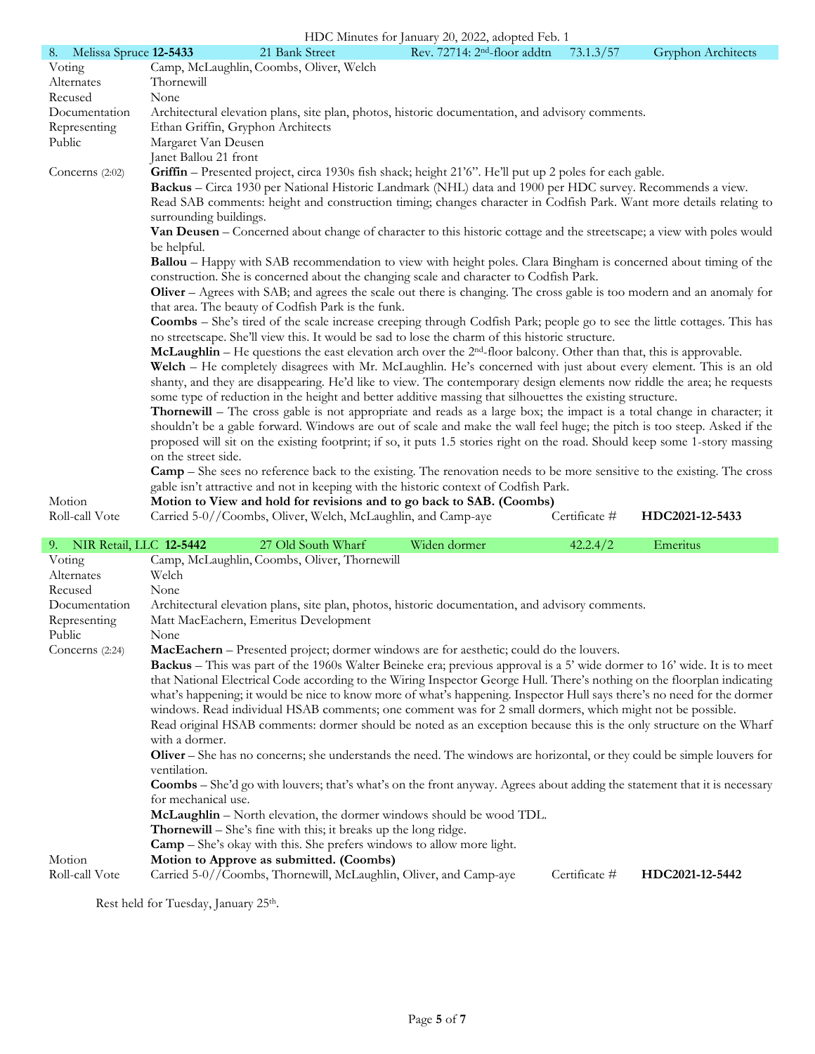| 8. Melissa Spruce **12-5433** | 21 Bank Street | Rev. 72714: 2nd-floor addtn | 73.1.3/57 | Gryphon Architects |
|---|---|---|---|---|

| | |
|---|---|
| Voting | Camp, McLaughlin, Coombs, Oliver, Welch |
| Alternates | Thornewill |
| Recused | None |
| Documentation | Architectural elevation plans, site plan, photos, historic documentation, and advisory comments. |
| Representing | Ethan Griffin, Gryphon Architects |
| Public | Margaret Van Deusen<br>Janet Ballou 21 front |
| Concerns (2:02) | **Griffin** – Presented project, circa 1930s fish shack; height 21'6". He'll put up 2 poles for each gable.<br>**Backus** – Circa 1930 per National Historic Landmark (NHL) data and 1900 per HDC survey. Recommends a view. Read SAB comments: height and construction timing; changes character in Codfish Park. Want more details relating to surrounding buildings.<br>**Van Deusen** – Concerned about change of character to this historic cottage and the streetscape; a view with poles would be helpful.<br>**Ballou** – Happy with SAB recommendation to view with height poles. Clara Bingham is concerned about timing of the construction. She is concerned about the changing scale and character to Codfish Park.<br>**Oliver** – Agrees with SAB; and agrees the scale out there is changing. The cross gable is too modern and an anomaly for that area. The beauty of Codfish Park is the funk.<br>**Coombs** – She's tired of the scale increase creeping through Codfish Park; people go to see the little cottages. This has no streetscape. She'll view this. It would be sad to lose the charm of this historic structure.<br>**McLaughlin** – He questions the east elevation arch over the 2nd-floor balcony. Other than that, this is approvable.<br>**Welch** – He completely disagrees with Mr. McLaughlin. He's concerned with just about every element. This is an old shanty, and they are disappearing. He'd like to view. The contemporary design elements now riddle the area; he requests some type of reduction in the height and better additive massing that silhouettes the existing structure.<br>**Thornewill** – The cross gable is not appropriate and reads as a large box; the impact is a total change in character; it shouldn't be a gable forward. Windows are out of scale and make the wall feel huge; the pitch is too steep. Asked if the proposed will sit on the existing footprint; if so, it puts 1.5 stories right on the road. Should keep some 1-story massing on the street side.<br>**Camp** – She sees no reference back to the existing. The renovation needs to be more sensitive to the existing. The cross gable isn't attractive and not in keeping with the historic context of Codfish Park. |
| Motion | **Motion to View and hold for revisions and to go back to SAB. (Coombs)** |
| Roll-call Vote | Carried 5-0//Coombs, Oliver, Welch, McLaughlin, and Camp-aye — Certificate # **HDC2021-12-5433** |

| 9. NIR Retail, LLC **12-5442** | 27 Old South Wharf | Widen dormer | 42.2.4/2 | Emeritus |
|---|---|---|---|---|

| | |
|---|---|
| Voting | Camp, McLaughlin, Coombs, Oliver, Thornewill |
| Alternates | Welch |
| Recused | None |
| Documentation | Architectural elevation plans, site plan, photos, historic documentation, and advisory comments. |
| Representing | Matt MacEachern, Emeritus Development |
| Public | None |
| Concerns (2:24) | **MacEachern** – Presented project; dormer windows are for aesthetic; could do the louvers.<br>**Backus** – This was part of the 1960s Walter Beineke era; previous approval is a 5' wide dormer to 16' wide. It is to meet that National Electrical Code according to the Wiring Inspector George Hull. There's nothing on the floorplan indicating what's happening; it would be nice to know more of what's happening. Inspector Hull says there's no need for the dormer windows. Read individual HSAB comments; one comment was for 2 small dormers, which might not be possible.<br>Read original HSAB comments: dormer should be noted as an exception because this is the only structure on the Wharf with a dormer.<br>**Oliver** – She has no concerns; she understands the need. The windows are horizontal, or they could be simple louvers for ventilation.<br>**Coombs** – She'd go with louvers; that's what's on the front anyway. Agrees about adding the statement that it is necessary for mechanical use.<br>**McLaughlin** – North elevation, the dormer windows should be wood TDL.<br>**Thornewill** – She's fine with this; it breaks up the long ridge.<br>**Camp** – She's okay with this. She prefers windows to allow more light. |
| Motion | **Motion to Approve as submitted. (Coombs)** |
| Roll-call Vote | Carried 5-0//Coombs, Thornewill, McLaughlin, Oliver, and Camp-aye — Certificate # **HDC2021-12-5442** |

Rest held for Tuesday, January 25th.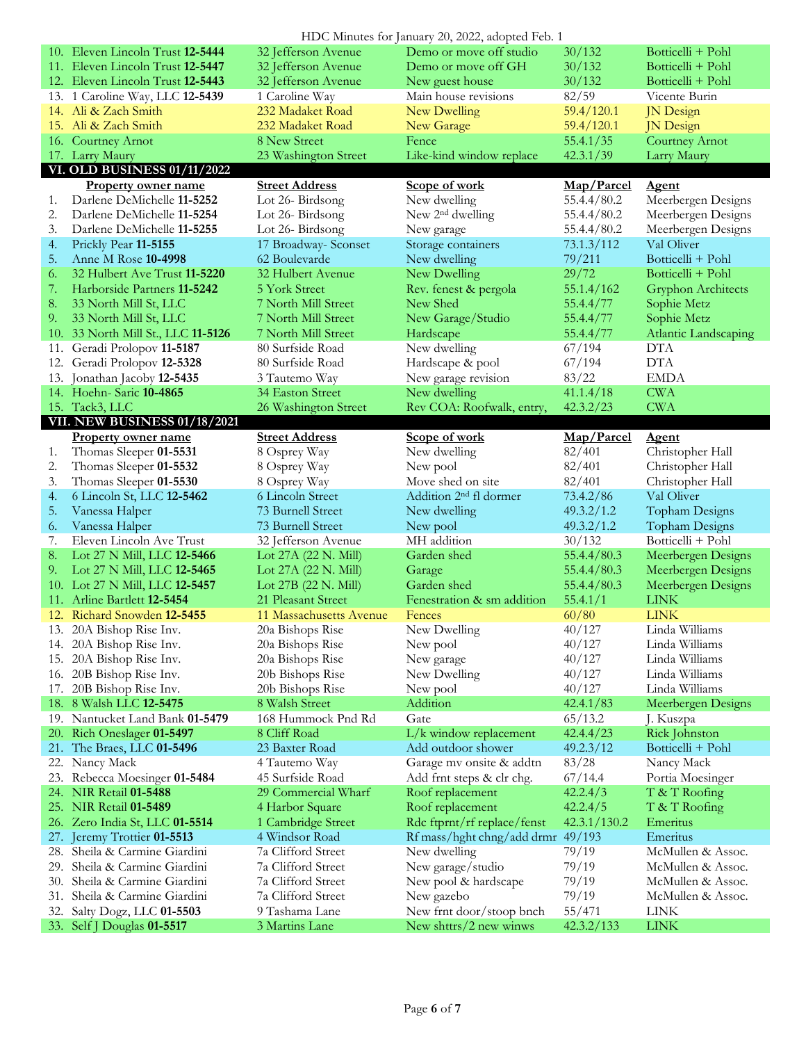| | Property owner name | Street Address | Scope of work | Map/Parcel | Agent |
|---|---|---|---|---|---|
| 10. | Eleven Lincoln Trust **12-5444** | 32 Jefferson Avenue | Demo or move off studio | 30/132 | Botticelli + Pohl |
| 11. | Eleven Lincoln Trust **12-5447** | 32 Jefferson Avenue | Demo or move off GH | 30/132 | Botticelli + Pohl |
| 12. | Eleven Lincoln Trust **12-5443** | 32 Jefferson Avenue | New guest house | 30/132 | Botticelli + Pohl |
| 13. | 1 Caroline Way, LLC **12-5439** | 1 Caroline Way | Main house revisions | 82/59 | Vicente Burin |
| 14. | Ali & Zach Smith | 232 Madaket Road | New Dwelling | 59.4/120.1 | JN Design |
| 15. | Ali & Zach Smith | 232 Madaket Road | New Garage | 59.4/120.1 | JN Design |
| 16. | Courtney Arnot | 8 New Street | Fence | 55.4.1/35 | Courtney Arnot |
| 17. | Larry Maury | 23 Washington Street | Like-kind window replace | 42.3.1/39 | Larry Maury |

## VI. OLD BUSINESS 01/11/2022

| | Property owner name | Street Address | Scope of work | Map/Parcel | Agent |
|---|---|---|---|---|---|
| 1. | Darlene DeMichelle **11-5252** | Lot 26- Birdsong | New dwelling | 55.4.4/80.2 | Meerbergen Designs |
| 2. | Darlene DeMichelle **11-5254** | Lot 26- Birdsong | New 2nd dwelling | 55.4.4/80.2 | Meerbergen Designs |
| 3. | Darlene DeMichelle **11-5255** | Lot 26- Birdsong | New garage | 55.4.4/80.2 | Meerbergen Designs |
| 4. | Prickly Pear **11-5155** | 17 Broadway- Sconset | Storage containers | 73.1.3/112 | Val Oliver |
| 5. | Anne M Rose **10-4998** | 62 Boulevarde | New dwelling | 79/211 | Botticelli + Pohl |
| 6. | 32 Hulbert Ave Trust **11-5220** | 32 Hulbert Avenue | New Dwelling | 29/72 | Botticelli + Pohl |
| 7. | Harborside Partners **11-5242** | 5 York Street | Rev. fenest & pergola | 55.1.4/162 | Gryphon Architects |
| 8. | 33 North Mill St, LLC | 7 North Mill Street | New Shed | 55.4.4/77 | Sophie Metz |
| 9. | 33 North Mill St, LLC | 7 North Mill Street | New Garage/Studio | 55.4.4/77 | Sophie Metz |
| 10. | 33 North Mill St., LLC **11-5126** | 7 North Mill Street | Hardscape | 55.4.4/77 | Atlantic Landscaping |
| 11. | Geradi Prolopov **11-5187** | 80 Surfside Road | New dwelling | 67/194 | DTA |
| 12. | Geradi Prolopov **12-5328** | 80 Surfside Road | Hardscape & pool | 67/194 | DTA |
| 13. | Jonathan Jacoby **12-5435** | 3 Tautemo Way | New garage revision | 83/22 | EMDA |
| 14. | Hoehn- Saric **10-4865** | 34 Easton Street | New dwelling | 41.1.4/18 | CWA |
| 15. | Tack3, LLC | 26 Washington Street | Rev COA: Roofwalk, entry, | 42.3.2/23 | CWA |

## VII. NEW BUSINESS 01/18/2021

| | Property owner name | Street Address | Scope of work | Map/Parcel | Agent |
|---|---|---|---|---|---|
| 1. | Thomas Sleeper **01-5531** | 8 Osprey Way | New dwelling | 82/401 | Christopher Hall |
| 2. | Thomas Sleeper **01-5532** | 8 Osprey Way | New pool | 82/401 | Christopher Hall |
| 3. | Thomas Sleeper **01-5530** | 8 Osprey Way | Move shed on site | 82/401 | Christopher Hall |
| 4. | 6 Lincoln St, LLC **12-5462** | 6 Lincoln Street | Addition 2nd fl dormer | 73.4.2/86 | Val Oliver |
| 5. | Vanessa Halper | 73 Burnell Street | New dwelling | 49.3.2/1.2 | Topham Designs |
| 6. | Vanessa Halper | 73 Burnell Street | New pool | 49.3.2/1.2 | Topham Designs |
| 7. | Eleven Lincoln Ave Trust | 32 Jefferson Avenue | MH addition | 30/132 | Botticelli + Pohl |
| 8. | Lot 27 N Mill, LLC **12-5466** | Lot 27A (22 N. Mill) | Garden shed | 55.4.4/80.3 | Meerbergen Designs |
| 9. | Lot 27 N Mill, LLC **12-5465** | Lot 27A (22 N. Mill) | Garage | 55.4.4/80.3 | Meerbergen Designs |
| 10. | Lot 27 N Mill, LLC **12-5457** | Lot 27B (22 N. Mill) | Garden shed | 55.4.4/80.3 | Meerbergen Designs |
| 11. | Arline Bartlett **12-5454** | 21 Pleasant Street | Fenestration & sm addition | 55.4.1/1 | LINK |
| 12. | Richard Snowden **12-5455** | 11 Massachusetts Avenue | Fences | 60/80 | LINK |
| 13. | 20A Bishop Rise Inv. | 20a Bishops Rise | New Dwelling | 40/127 | Linda Williams |
| 14. | 20A Bishop Rise Inv. | 20a Bishops Rise | New pool | 40/127 | Linda Williams |
| 15. | 20A Bishop Rise Inv. | 20a Bishops Rise | New garage | 40/127 | Linda Williams |
| 16. | 20B Bishop Rise Inv. | 20b Bishops Rise | New Dwelling | 40/127 | Linda Williams |
| 17. | 20B Bishop Rise Inv. | 20b Bishops Rise | New pool | 40/127 | Linda Williams |
| 18. | 8 Walsh LLC **12-5475** | 8 Walsh Street | Addition | 42.4.1/83 | Meerbergen Designs |
| 19. | Nantucket Land Bank **01-5479** | 168 Hummock Pnd Rd | Gate | 65/13.2 | J. Kuszpa |
| 20. | Rich Oneslager **01-5497** | 8 Cliff Road | L/k window replacement | 42.4.4/23 | Rick Johnston |
| 21. | The Braes, LLC **01-5496** | 23 Baxter Road | Add outdoor shower | 49.2.3/12 | Botticelli + Pohl |
| 22. | Nancy Mack | 4 Tautemo Way | Garage mv onsite & addtn | 83/28 | Nancy Mack |
| 23. | Rebecca Moesinger **01-5484** | 45 Surfside Road | Add frnt steps & clr chg. | 67/14.4 | Portia Moesinger |
| 24. | NIR Retail **01-5488** | 29 Commercial Wharf | Roof replacement | 42.2.4/3 | T & T Roofing |
| 25. | NIR Retail **01-5489** | 4 Harbor Square | Roof replacement | 42.2.4/5 | T & T Roofing |
| 26. | Zero India St, LLC **01-5514** | 1 Cambridge Street | Rdc ftprnt/rf replace/fenst | 42.3.1/130.2 | Emeritus |
| 27. | Jeremy Trottier **01-5513** | 4 Windsor Road | Rf mass/hght chng/add drmr | 49/193 | Emeritus |
| 28. | Sheila & Carmine Giardini | 7a Clifford Street | New dwelling | 79/19 | McMullen & Assoc. |
| 29. | Sheila & Carmine Giardini | 7a Clifford Street | New garage/studio | 79/19 | McMullen & Assoc. |
| 30. | Sheila & Carmine Giardini | 7a Clifford Street | New pool & hardscape | 79/19 | McMullen & Assoc. |
| 31. | Sheila & Carmine Giardini | 7a Clifford Street | New gazebo | 79/19 | McMullen & Assoc. |
| 32. | Salty Dogz, LLC **01-5503** | 9 Tashama Lane | New frnt door/stoop bnch | 55/471 | LINK |
| 33. | Self J Douglas **01-5517** | 3 Martins Lane | New shttrs/2 new winws | 42.3.2/133 | LINK |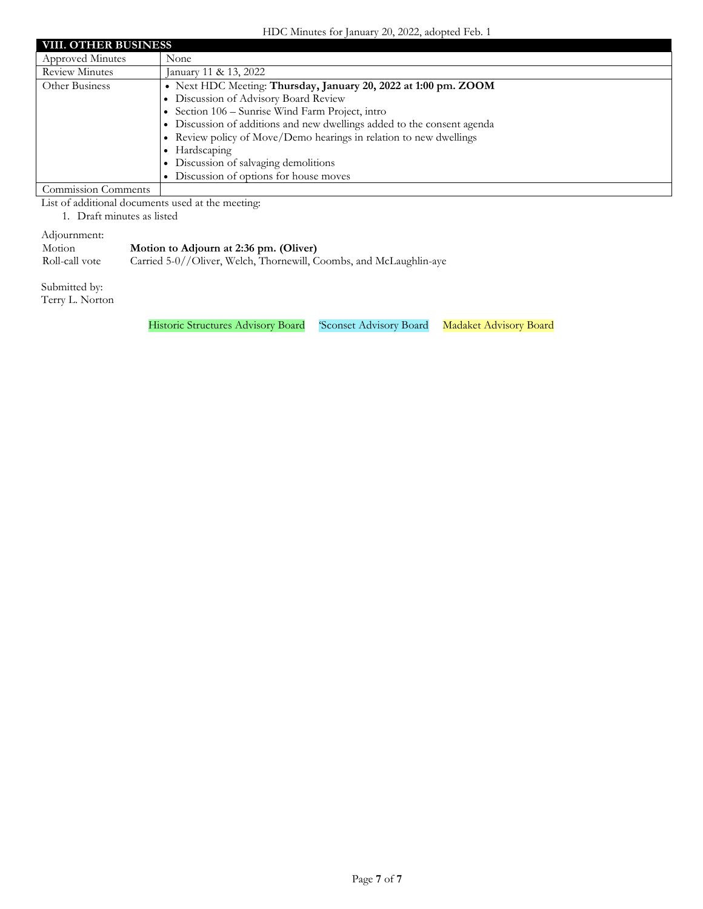| VIII. OTHER BUSINESS | |
|---|---|
| Approved Minutes | None |
| Review Minutes | January 11 & 13, 2022 |
| Other Business | • Next HDC Meeting: **Thursday, January 20, 2022 at 1:00 pm. ZOOM**<br>• Discussion of Advisory Board Review<br>• Section 106 – Sunrise Wind Farm Project, intro<br>• Discussion of additions and new dwellings added to the consent agenda<br>• Review policy of Move/Demo hearings in relation to new dwellings<br>• Hardscaping<br>• Discussion of salvaging demolitions<br>• Discussion of options for house moves |
| Commission Comments | |

List of additional documents used at the meeting:

1. Draft minutes as listed

Adjournment:

| | |
|---|---|
| Motion | **Motion to Adjourn at 2:36 pm. (Oliver)** |
| Roll-call vote | Carried 5-0//Oliver, Welch, Thornewill, Coombs, and McLaughlin-aye |

Submitted by:
Terry L. Norton

Historic Structures Advisory Board 'Sconset Advisory Board Madaket Advisory Board